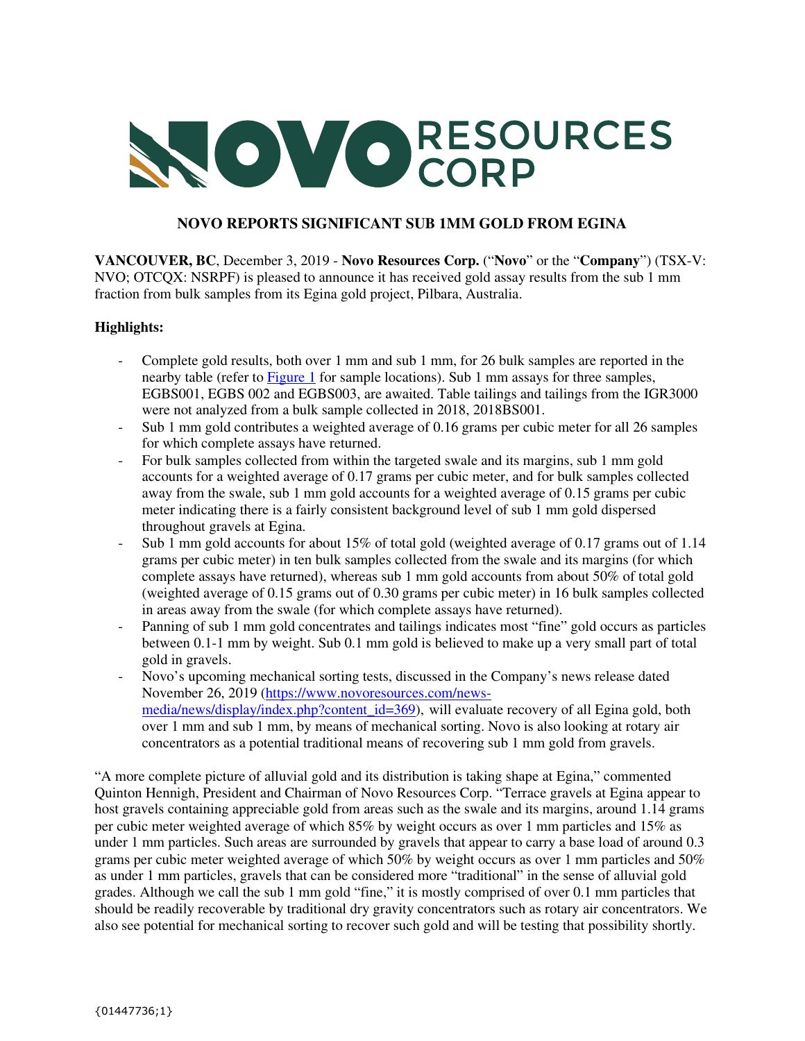NOVO RESOURCES CORP

## NOVO REPORTS SIGNIFICANT SUB 1MM GOLD FROM EGINA

**VANCOUVER, BC**, December 3, 2019 - **Novo Resources Corp.** ("**Novo**" or the "**Company**") (TSX-V: NVO; OTCQX: NSRPF) is pleased to announce it has received gold assay results from the sub 1 mm fraction from bulk samples from its Egina gold project, Pilbara, Australia.

**Highlights:**

- Complete gold results, both over 1 mm and sub 1 mm, for 26 bulk samples are reported in the nearby table (refer to Figure 1 for sample locations). Sub 1 mm assays for three samples, EGBS001, EGBS 002 and EGBS003, are awaited. Table tailings and tailings from the IGR3000 were not analyzed from a bulk sample collected in 2018, 2018BS001.
- Sub 1 mm gold contributes a weighted average of 0.16 grams per cubic meter for all 26 samples for which complete assays have returned.
- For bulk samples collected from within the targeted swale and its margins, sub 1 mm gold accounts for a weighted average of 0.17 grams per cubic meter, and for bulk samples collected away from the swale, sub 1 mm gold accounts for a weighted average of 0.15 grams per cubic meter indicating there is a fairly consistent background level of sub 1 mm gold dispersed throughout gravels at Egina.
- Sub 1 mm gold accounts for about 15% of total gold (weighted average of 0.17 grams out of 1.14 grams per cubic meter) in ten bulk samples collected from the swale and its margins (for which complete assays have returned), whereas sub 1 mm gold accounts from about 50% of total gold (weighted average of 0.15 grams out of 0.30 grams per cubic meter) in 16 bulk samples collected in areas away from the swale (for which complete assays have returned).
- Panning of sub 1 mm gold concentrates and tailings indicates most "fine" gold occurs as particles between 0.1-1 mm by weight. Sub 0.1 mm gold is believed to make up a very small part of total gold in gravels.
- Novo's upcoming mechanical sorting tests, discussed in the Company's news release dated November 26, 2019 (https://www.novoresources.com/news-media/news/display/index.php?content_id=369), will evaluate recovery of all Egina gold, both over 1 mm and sub 1 mm, by means of mechanical sorting. Novo is also looking at rotary air concentrators as a potential traditional means of recovering sub 1 mm gold from gravels.

"A more complete picture of alluvial gold and its distribution is taking shape at Egina," commented Quinton Hennigh, President and Chairman of Novo Resources Corp. "Terrace gravels at Egina appear to host gravels containing appreciable gold from areas such as the swale and its margins, around 1.14 grams per cubic meter weighted average of which 85% by weight occurs as over 1 mm particles and 15% as under 1 mm particles. Such areas are surrounded by gravels that appear to carry a base load of around 0.3 grams per cubic meter weighted average of which 50% by weight occurs as over 1 mm particles and 50% as under 1 mm particles, gravels that can be considered more "traditional" in the sense of alluvial gold grades. Although we call the sub 1 mm gold "fine," it is mostly comprised of over 0.1 mm particles that should be readily recoverable by traditional dry gravity concentrators such as rotary air concentrators. We also see potential for mechanical sorting to recover such gold and will be testing that possibility shortly.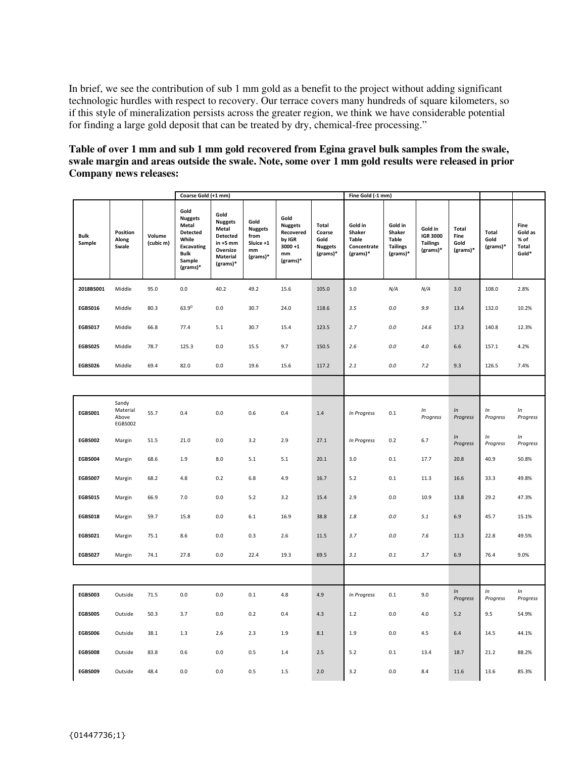In brief, we see the contribution of sub 1 mm gold as a benefit to the project without adding significant technologic hurdles with respect to recovery. Our terrace covers many hundreds of square kilometers, so if this style of mineralization persists across the greater region, we think we have considerable potential for finding a large gold deposit that can be treated by dry, chemical-free processing."

**Table of over 1 mm and sub 1 mm gold recovered from Egina gravel bulk samples from the swale, swale margin and areas outside the swale. Note, some over 1 mm gold results were released in prior Company news releases:**

| | | | Coarse Gold (+1 mm) | | | | | Fine Gold (-1 mm) | | | | | |
|---|---|---|---|---|---|---|---|---|---|---|---|---|---|
| Bulk Sample | Position Along Swale | Volume (cubic m) | Gold Nuggets Metal Detected While Excavating Bulk Sample (grams)* | Gold Nuggets Metal Detected in +5 mm Oversize Material (grams)* | Gold Nuggets from Sluice +1 mm (grams)* | Gold Nuggets Recovered by IGR 3000 +1 mm (grams)* | Total Coarse Gold Nuggets (grams)* | Gold in Shaker Table Concentrate (grams)* | Gold in Shaker Table Tailings (grams)* | Gold in IGR 3000 Tailings (grams)* | Total Fine Gold (grams)* | Total Gold (grams)* | Fine Gold as % of Total Gold* |
| **2018BS001** | Middle | 95.0 | 0.0 | 40.2 | 49.2 | 15.6 | 105.0 | 3.0 | *N/A* | *N/A* | 3.0 | 108.0 | 2.8% |
| **EGBS016** | Middle | 80.3 | 63.9[D] | 0.0 | 30.7 | 24.0 | 118.6 | *3.5* | *0.0* | *9.9* | 13.4 | 132.0 | 10.2% |
| **EGBS017** | Middle | 66.8 | 77.4 | 5.1 | 30.7 | 15.4 | 123.5 | *2.7* | *0.0* | *14.6* | 17.3 | 140.8 | 12.3% |
| **EGBS025** | Middle | 78.7 | 125.3 | 0.0 | 15.5 | 9.7 | 150.5 | *2.6* | *0.0* | *4.0* | 6.6 | 157.1 | 4.2% |
| **EGBS026** | Middle | 69.4 | 82.0 | 0.0 | 19.6 | 15.6 | 117.2 | *2.1* | *0.0* | *7.2* | 9.3 | 126.5 | 7.4% |
| | | | | | | | | | | | | | |
| **EGBS001** | Sandy Material Above EGBS002 | 55.7 | 0.4 | 0.0 | 0.6 | 0.4 | 1.4 | *In Progress* | 0.1 | *In Progress* | *In Progress* | *In Progress* | *In Progress* |
| **EGBS002** | Margin | 51.5 | 21.0 | 0.0 | 3.2 | 2.9 | 27.1 | *In Progress* | 0.2 | 6.7 | *In Progress* | *In Progress* | *In Progress* |
| **EGBS004** | Margin | 68.6 | 1.9 | 8.0 | 5.1 | 5.1 | 20.1 | 3.0 | 0.1 | 17.7 | 20.8 | 40.9 | 50.8% |
| **EGBS007** | Margin | 68.2 | 4.8 | 0.2 | 6.8 | 4.9 | 16.7 | 5.2 | 0.1 | 11.3 | 16.6 | 33.3 | 49.8% |
| **EGBS015** | Margin | 66.9 | 7.0 | 0.0 | 5.2 | 3.2 | 15.4 | 2.9 | 0.0 | 10.9 | 13.8 | 29.2 | 47.3% |
| **EGBS018** | Margin | 59.7 | 15.8 | 0.0 | 6.1 | 16.9 | 38.8 | *1.8* | *0.0* | *5.1* | 6.9 | 45.7 | 15.1% |
| **EGBS021** | Margin | 75.1 | 8.6 | 0.0 | 0.3 | 2.6 | 11.5 | *3.7* | *0.0* | *7.6* | 11.3 | 22.8 | 49.5% |
| **EGBS027** | Margin | 74.1 | 27.8 | 0.0 | 22.4 | 19.3 | 69.5 | *3.1* | *0.1* | *3.7* | 6.9 | 76.4 | 9.0% |
| | | | | | | | | | | | | | |
| **EGBS003** | Outside | 71.5 | 0.0 | 0.0 | 0.1 | 4.8 | 4.9 | *In Progress* | 0.1 | 9.0 | *In Progress* | *In Progress* | *In Progress* |
| **EGBS005** | Outside | 50.3 | 3.7 | 0.0 | 0.2 | 0.4 | 4.3 | 1.2 | 0.0 | 4.0 | 5.2 | 9.5 | 54.9% |
| **EGBS006** | Outside | 38.1 | 1.3 | 2.6 | 2.3 | 1.9 | 8.1 | 1.9 | 0.0 | 4.5 | 6.4 | 14.5 | 44.1% |
| **EGBS008** | Outside | 83.8 | 0.6 | 0.0 | 0.5 | 1.4 | 2.5 | 5.2 | 0.1 | 13.4 | 18.7 | 21.2 | 88.2% |
| **EGBS009** | Outside | 48.4 | 0.0 | 0.0 | 0.5 | 1.5 | 2.0 | 3.2 | 0.0 | 8.4 | 11.6 | 13.6 | 85.3% |

{01447736;1}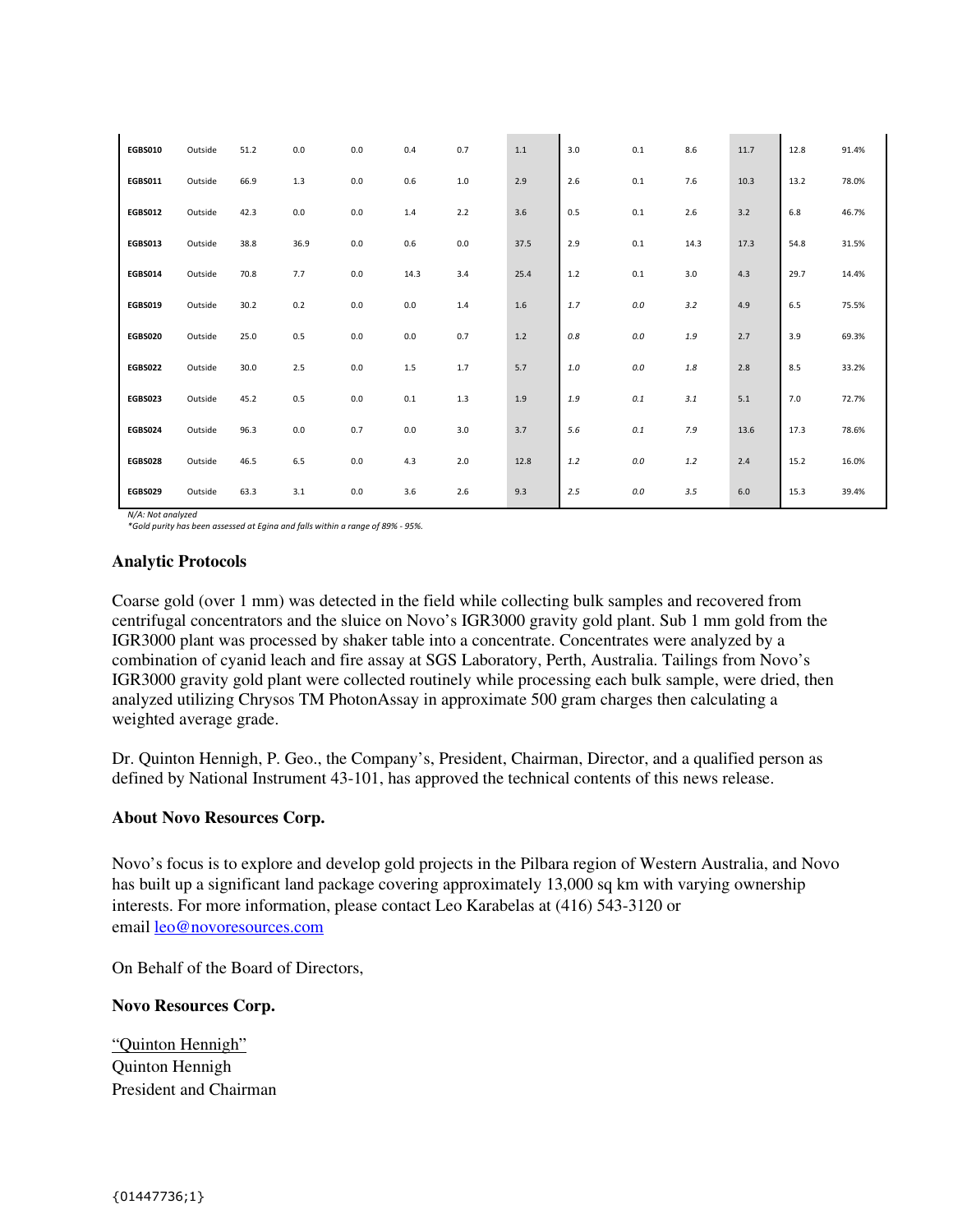| | | | | | | | | | | | | | |
|---|---|---|---|---|---|---|---|---|---|---|---|---|---|
| **EGBS010** | Outside | 51.2 | 0.0 | 0.0 | 0.4 | 0.7 | 1.1 | 3.0 | 0.1 | 8.6 | 11.7 | 12.8 | 91.4% |
| **EGBS011** | Outside | 66.9 | 1.3 | 0.0 | 0.6 | 1.0 | 2.9 | 2.6 | 0.1 | 7.6 | 10.3 | 13.2 | 78.0% |
| **EGBS012** | Outside | 42.3 | 0.0 | 0.0 | 1.4 | 2.2 | 3.6 | 0.5 | 0.1 | 2.6 | 3.2 | 6.8 | 46.7% |
| **EGBS013** | Outside | 38.8 | 36.9 | 0.0 | 0.6 | 0.0 | 37.5 | 2.9 | 0.1 | 14.3 | 17.3 | 54.8 | 31.5% |
| **EGBS014** | Outside | 70.8 | 7.7 | 0.0 | 14.3 | 3.4 | 25.4 | 1.2 | 0.1 | 3.0 | 4.3 | 29.7 | 14.4% |
| **EGBS019** | Outside | 30.2 | 0.2 | 0.0 | 0.0 | 1.4 | 1.6 | *1.7* | *0.0* | *3.2* | 4.9 | 6.5 | 75.5% |
| **EGBS020** | Outside | 25.0 | 0.5 | 0.0 | 0.0 | 0.7 | 1.2 | *0.8* | *0.0* | *1.9* | 2.7 | 3.9 | 69.3% |
| **EGBS022** | Outside | 30.0 | 2.5 | 0.0 | 1.5 | 1.7 | 5.7 | *1.0* | *0.0* | *1.8* | 2.8 | 8.5 | 33.2% |
| **EGBS023** | Outside | 45.2 | 0.5 | 0.0 | 0.1 | 1.3 | 1.9 | *1.9* | *0.1* | *3.1* | 5.1 | 7.0 | 72.7% |
| **EGBS024** | Outside | 96.3 | 0.0 | 0.7 | 0.0 | 3.0 | 3.7 | *5.6* | *0.1* | *7.9* | 13.6 | 17.3 | 78.6% |
| **EGBS028** | Outside | 46.5 | 6.5 | 0.0 | 4.3 | 2.0 | 12.8 | *1.2* | *0.0* | *1.2* | 2.4 | 15.2 | 16.0% |
| **EGBS029** | Outside | 63.3 | 3.1 | 0.0 | 3.6 | 2.6 | 9.3 | *2.5* | *0.0* | *3.5* | 6.0 | 15.3 | 39.4% |

*N/A: Not analyzed*
*\*Gold purity has been assessed at Egina and falls within a range of 89% - 95%.*

**Analytic Protocols**

Coarse gold (over 1 mm) was detected in the field while collecting bulk samples and recovered from centrifugal concentrators and the sluice on Novo's IGR3000 gravity gold plant. Sub 1 mm gold from the IGR3000 plant was processed by shaker table into a concentrate. Concentrates were analyzed by a combination of cyanid leach and fire assay at SGS Laboratory, Perth, Australia. Tailings from Novo's IGR3000 gravity gold plant were collected routinely while processing each bulk sample, were dried, then analyzed utilizing Chrysos TM PhotonAssay in approximate 500 gram charges then calculating a weighted average grade.

Dr. Quinton Hennigh, P. Geo., the Company's, President, Chairman, Director, and a qualified person as defined by National Instrument 43-101, has approved the technical contents of this news release.

**About Novo Resources Corp.**

Novo's focus is to explore and develop gold projects in the Pilbara region of Western Australia, and Novo has built up a significant land package covering approximately 13,000 sq km with varying ownership interests. For more information, please contact Leo Karabelas at (416) 543-3120 or email leo@novoresources.com

On Behalf of the Board of Directors,

**Novo Resources Corp.**

"Quinton Hennigh"
Quinton Hennigh
President and Chairman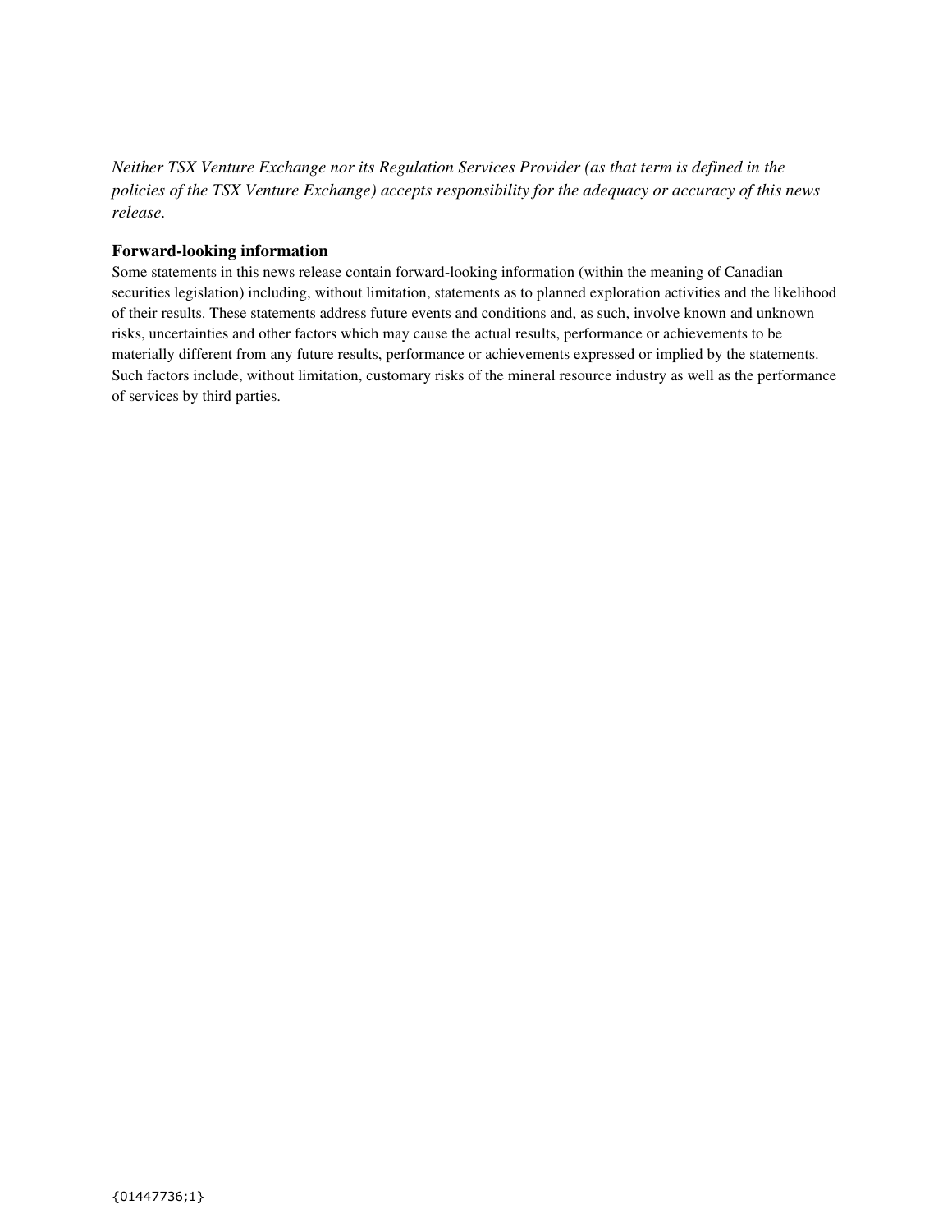*Neither TSX Venture Exchange nor its Regulation Services Provider (as that term is defined in the policies of the TSX Venture Exchange) accepts responsibility for the adequacy or accuracy of this news release.*

**Forward-looking information**

Some statements in this news release contain forward-looking information (within the meaning of Canadian securities legislation) including, without limitation, statements as to planned exploration activities and the likelihood of their results. These statements address future events and conditions and, as such, involve known and unknown risks, uncertainties and other factors which may cause the actual results, performance or achievements to be materially different from any future results, performance or achievements expressed or implied by the statements. Such factors include, without limitation, customary risks of the mineral resource industry as well as the performance of services by third parties.

{01447736;1}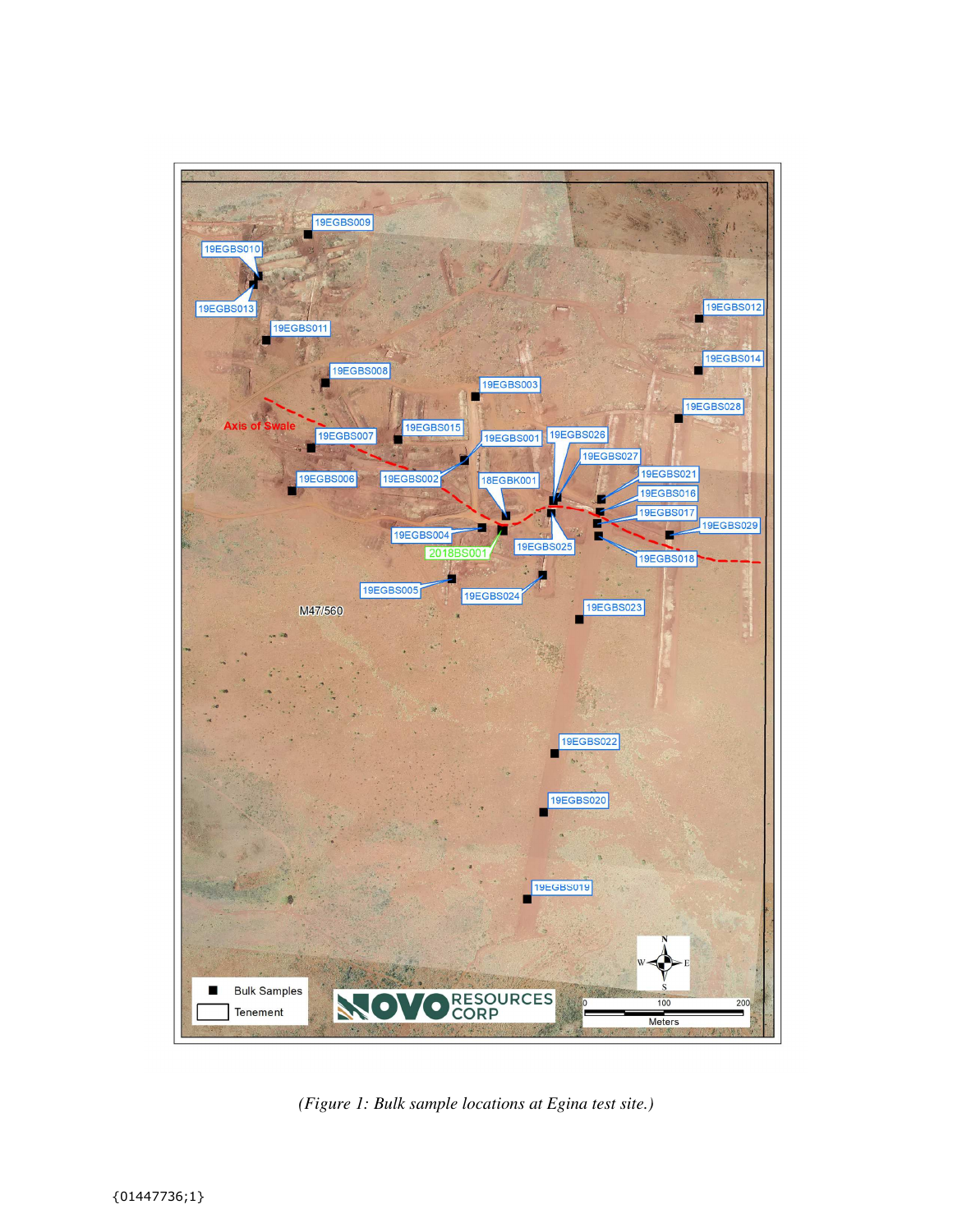19EGBS009
19EGBS010
19EGBS013
19EGBS011
19EGBS012
19EGBS014
19EGBS008
19EGBS003
19EGBS028
Axis of Swale
19EGBS007
19EGBS015
19EGBS001
19EGBS026
19EGBS027
19EGBS006
19EGBS002
18EGBK001
19EGBS021
19EGBS016
19EGBS017
19EGBS029
19EGBS004
2018BS001
19EGBS025
19EGBS018
19EGBS005
19EGBS024
19EGBS023
M47/560
19EGBS022
19EGBS020
19EGBS019
N
W
E
S
Bulk Samples
Tenement
NOVO RESOURCES CORP
0
100
200
Meters

*(Figure 1: Bulk sample locations at Egina test site.)*